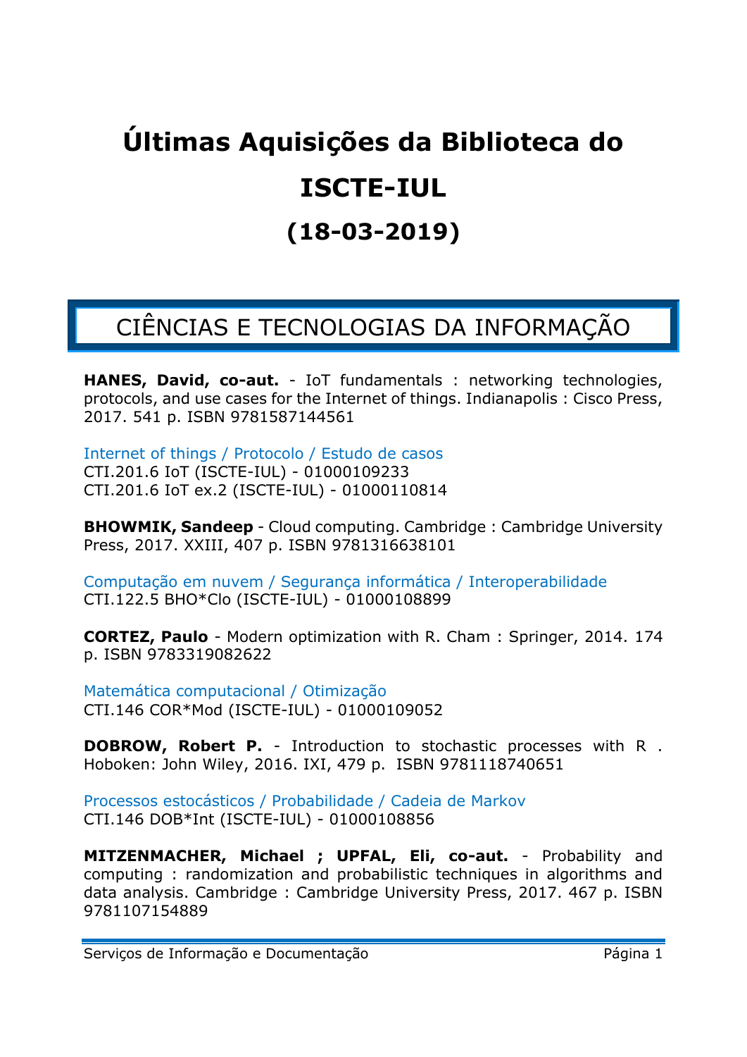# Últimas Aquisições da Biblioteca do ISCTE-IUL

# (18-03-2019)

## CIÊNCIAS E TECNOLOGIAS DA INFORMAÇÃO

**HANES, David, co-aut.** - IoT fundamentals : networking technologies, protocols, and use cases for the Internet of things. Indianapolis : Cisco Press, 2017. 541 p. ISBN 9781587144561

Internet of things / Protocolo / Estudo de casos
CTI.201.6 IoT (ISCTE-IUL) - 01000109233
CTI.201.6 IoT ex.2 (ISCTE-IUL) - 01000110814

**BHOWMIK, Sandeep** - Cloud computing. Cambridge : Cambridge University Press, 2017. XXIII, 407 p. ISBN 9781316638101

Computação em nuvem / Segurança informática / Interoperabilidade
CTI.122.5 BHO*Clo (ISCTE-IUL) - 01000108899

**CORTEZ, Paulo** - Modern optimization with R. Cham : Springer, 2014. 174 p. ISBN 9783319082622

Matemática computacional / Otimização
CTI.146 COR*Mod (ISCTE-IUL) - 01000109052

**DOBROW, Robert P.** - Introduction to stochastic processes with R . Hoboken: John Wiley, 2016. IXI, 479 p. ISBN 9781118740651

Processos estocásticos / Probabilidade / Cadeia de Markov
CTI.146 DOB*Int (ISCTE-IUL) - 01000108856

**MITZENMACHER, Michael ; UPFAL, Eli, co-aut.** - Probability and computing : randomization and probabilistic techniques in algorithms and data analysis. Cambridge : Cambridge University Press, 2017. 467 p. ISBN 9781107154889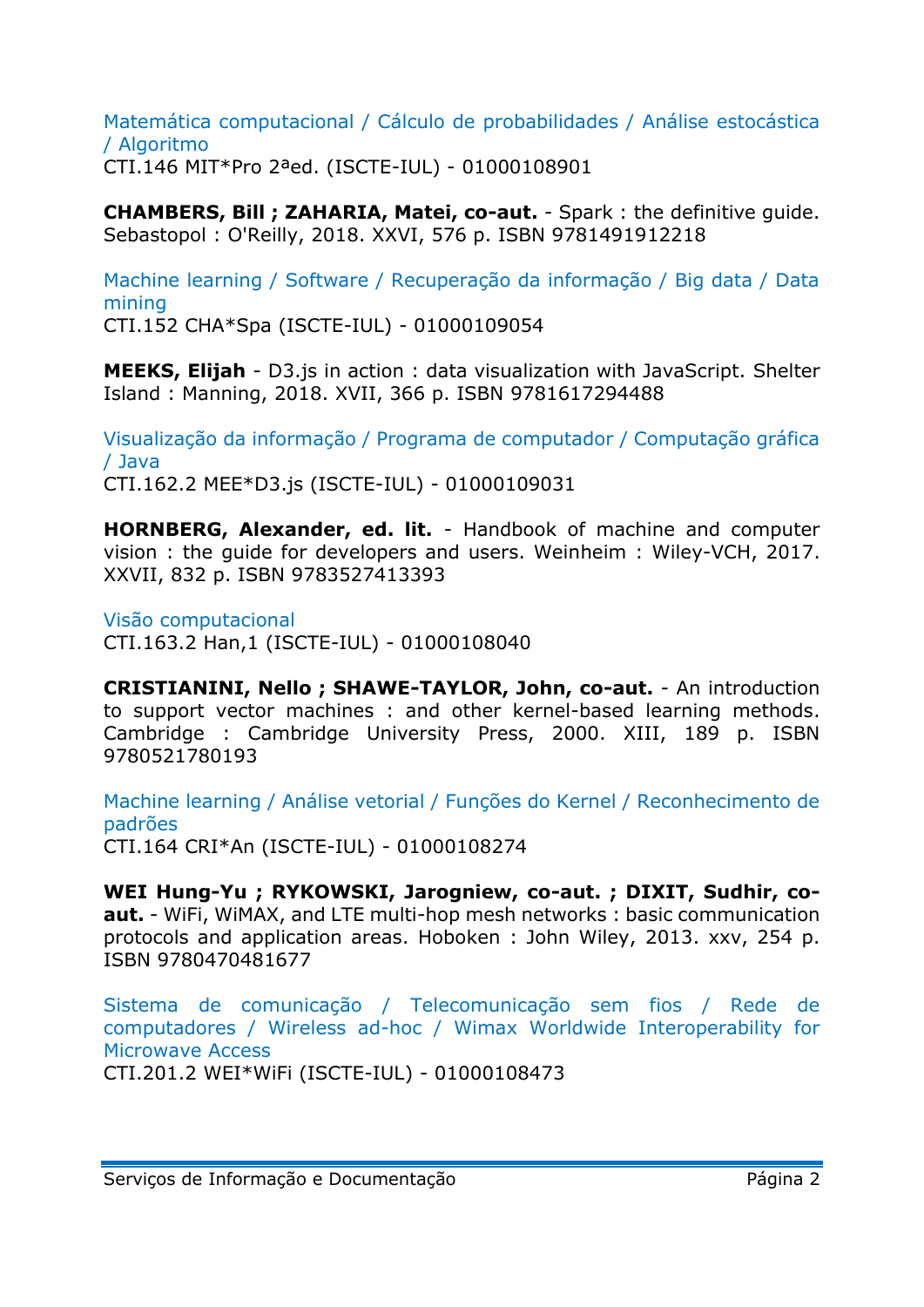Matemática computacional / Cálculo de probabilidades / Análise estocástica / Algoritmo
CTI.146 MIT*Pro 2ªed. (ISCTE-IUL) - 01000108901

**CHAMBERS, Bill ; ZAHARIA, Matei, co-aut.** - Spark : the definitive guide. Sebastopol : O'Reilly, 2018. XXVI, 576 p. ISBN 9781491912218

Machine learning / Software / Recuperação da informação / Big data / Data mining
CTI.152 CHA*Spa (ISCTE-IUL) - 01000109054

**MEEKS, Elijah** - D3.js in action : data visualization with JavaScript. Shelter Island : Manning, 2018. XVII, 366 p. ISBN 9781617294488

Visualização da informação / Programa de computador / Computação gráfica / Java
CTI.162.2 MEE*D3.js (ISCTE-IUL) - 01000109031

**HORNBERG, Alexander, ed. lit.** - Handbook of machine and computer vision : the guide for developers and users. Weinheim : Wiley-VCH, 2017. XXVII, 832 p. ISBN 9783527413393

Visão computacional
CTI.163.2 Han,1 (ISCTE-IUL) - 01000108040

**CRISTIANINI, Nello ; SHAWE-TAYLOR, John, co-aut.** - An introduction to support vector machines : and other kernel-based learning methods. Cambridge : Cambridge University Press, 2000. XIII, 189 p. ISBN 9780521780193

Machine learning / Análise vetorial / Funções do Kernel / Reconhecimento de padrões
CTI.164 CRI*An (ISCTE-IUL) - 01000108274

**WEI Hung-Yu ; RYKOWSKI, Jarogniew, co-aut. ; DIXIT, Sudhir, co-aut.** - WiFi, WiMAX, and LTE multi-hop mesh networks : basic communication protocols and application areas. Hoboken : John Wiley, 2013. xxv, 254 p. ISBN 9780470481677

Sistema de comunicação / Telecomunicação sem fios / Rede de computadores / Wireless ad-hoc / Wimax Worldwide Interoperability for Microwave Access
CTI.201.2 WEI*WiFi (ISCTE-IUL) - 01000108473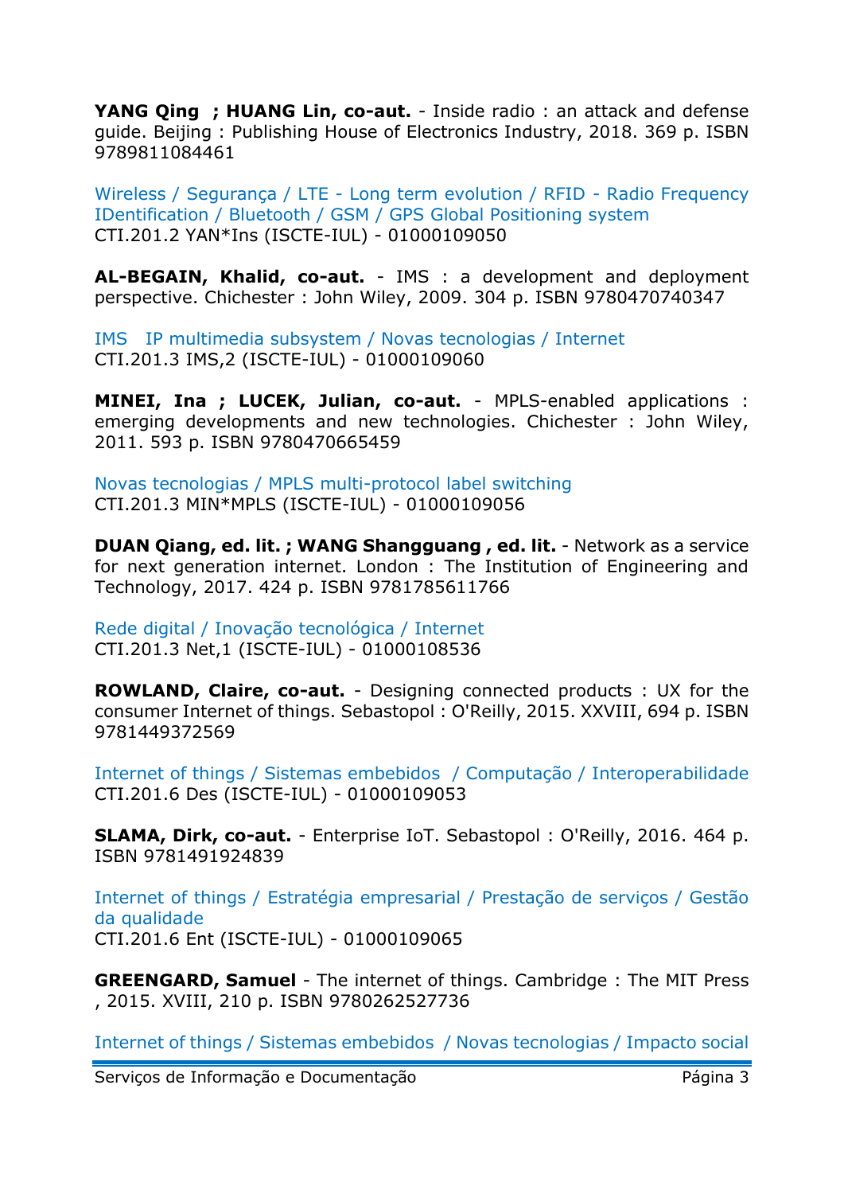**YANG Qing ; HUANG Lin, co-aut.** - Inside radio : an attack and defense guide. Beijing : Publishing House of Electronics Industry, 2018. 369 p. ISBN 9789811084461

Wireless / Segurança / LTE - Long term evolution / RFID - Radio Frequency IDentification / Bluetooth / GSM / GPS Global Positioning system
CTI.201.2 YAN*Ins (ISCTE-IUL) - 01000109050

**AL-BEGAIN, Khalid, co-aut.** - IMS : a development and deployment perspective. Chichester : John Wiley, 2009. 304 p. ISBN 9780470740347

IMS IP multimedia subsystem / Novas tecnologias / Internet
CTI.201.3 IMS,2 (ISCTE-IUL) - 01000109060

**MINEI, Ina ; LUCEK, Julian, co-aut.** - MPLS-enabled applications : emerging developments and new technologies. Chichester : John Wiley, 2011. 593 p. ISBN 9780470665459

Novas tecnologias / MPLS multi-protocol label switching
CTI.201.3 MIN*MPLS (ISCTE-IUL) - 01000109056

**DUAN Qiang, ed. lit. ; WANG Shangguang , ed. lit.** - Network as a service for next generation internet. London : The Institution of Engineering and Technology, 2017. 424 p. ISBN 9781785611766

Rede digital / Inovação tecnológica / Internet
CTI.201.3 Net,1 (ISCTE-IUL) - 01000108536

**ROWLAND, Claire, co-aut.** - Designing connected products : UX for the consumer Internet of things. Sebastopol : O'Reilly, 2015. XXVIII, 694 p. ISBN 9781449372569

Internet of things / Sistemas embebidos / Computação / Interoperabilidade
CTI.201.6 Des (ISCTE-IUL) - 01000109053

**SLAMA, Dirk, co-aut.** - Enterprise IoT. Sebastopol : O'Reilly, 2016. 464 p. ISBN 9781491924839

Internet of things / Estratégia empresarial / Prestação de serviços / Gestão da qualidade
CTI.201.6 Ent (ISCTE-IUL) - 01000109065

**GREENGARD, Samuel** - The internet of things. Cambridge : The MIT Press , 2015. XVIII, 210 p. ISBN 9780262527736

Internet of things / Sistemas embebidos / Novas tecnologias / Impacto social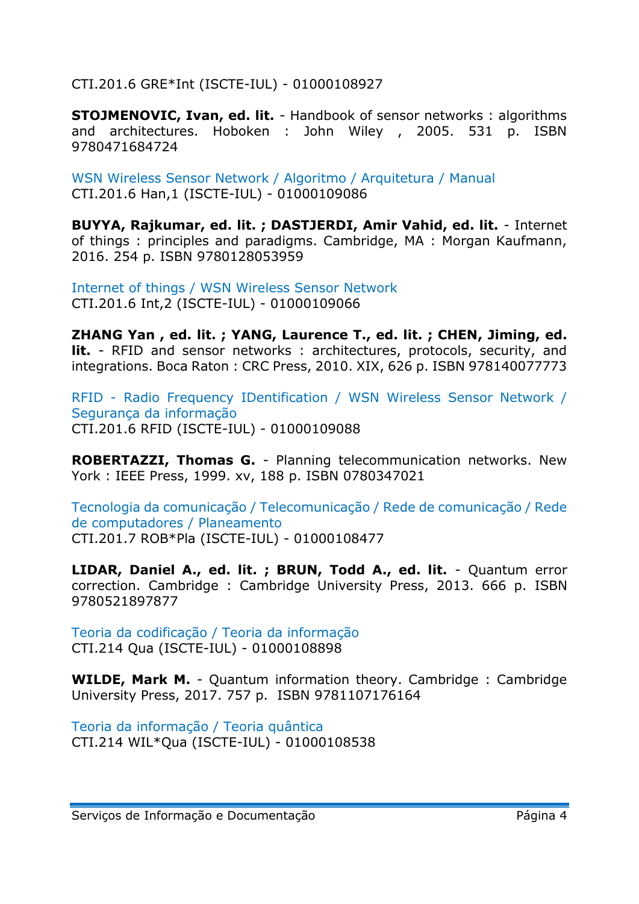CTI.201.6 GRE*Int (ISCTE-IUL) - 01000108927

**STOJMENOVIC, Ivan, ed. lit.** - Handbook of sensor networks : algorithms and architectures. Hoboken : John Wiley , 2005. 531 p. ISBN 9780471684724

WSN Wireless Sensor Network / Algoritmo / Arquitetura / Manual
CTI.201.6 Han,1 (ISCTE-IUL) - 01000109086

**BUYYA, Rajkumar, ed. lit. ; DASTJERDI, Amir Vahid, ed. lit.** - Internet of things : principles and paradigms. Cambridge, MA : Morgan Kaufmann, 2016. 254 p. ISBN 9780128053959

Internet of things / WSN Wireless Sensor Network
CTI.201.6 Int,2 (ISCTE-IUL) - 01000109066

**ZHANG Yan , ed. lit. ; YANG, Laurence T., ed. lit. ; CHEN, Jiming, ed. lit.** - RFID and sensor networks : architectures, protocols, security, and integrations. Boca Raton : CRC Press, 2010. XIX, 626 p. ISBN 978140077773

RFID - Radio Frequency IDentification / WSN Wireless Sensor Network / Segurança da informação
CTI.201.6 RFID (ISCTE-IUL) - 01000109088

**ROBERTAZZI, Thomas G.** - Planning telecommunication networks. New York : IEEE Press, 1999. xv, 188 p. ISBN 0780347021

Tecnologia da comunicação / Telecomunicação / Rede de comunicação / Rede de computadores / Planeamento
CTI.201.7 ROB*Pla (ISCTE-IUL) - 01000108477

**LIDAR, Daniel A., ed. lit. ; BRUN, Todd A., ed. lit.** - Quantum error correction. Cambridge : Cambridge University Press, 2013. 666 p. ISBN 9780521897877

Teoria da codificação / Teoria da informação
CTI.214 Qua (ISCTE-IUL) - 01000108898

**WILDE, Mark M.** - Quantum information theory. Cambridge : Cambridge University Press, 2017. 757 p. ISBN 9781107176164

Teoria da informação / Teoria quântica
CTI.214 WIL*Qua (ISCTE-IUL) - 01000108538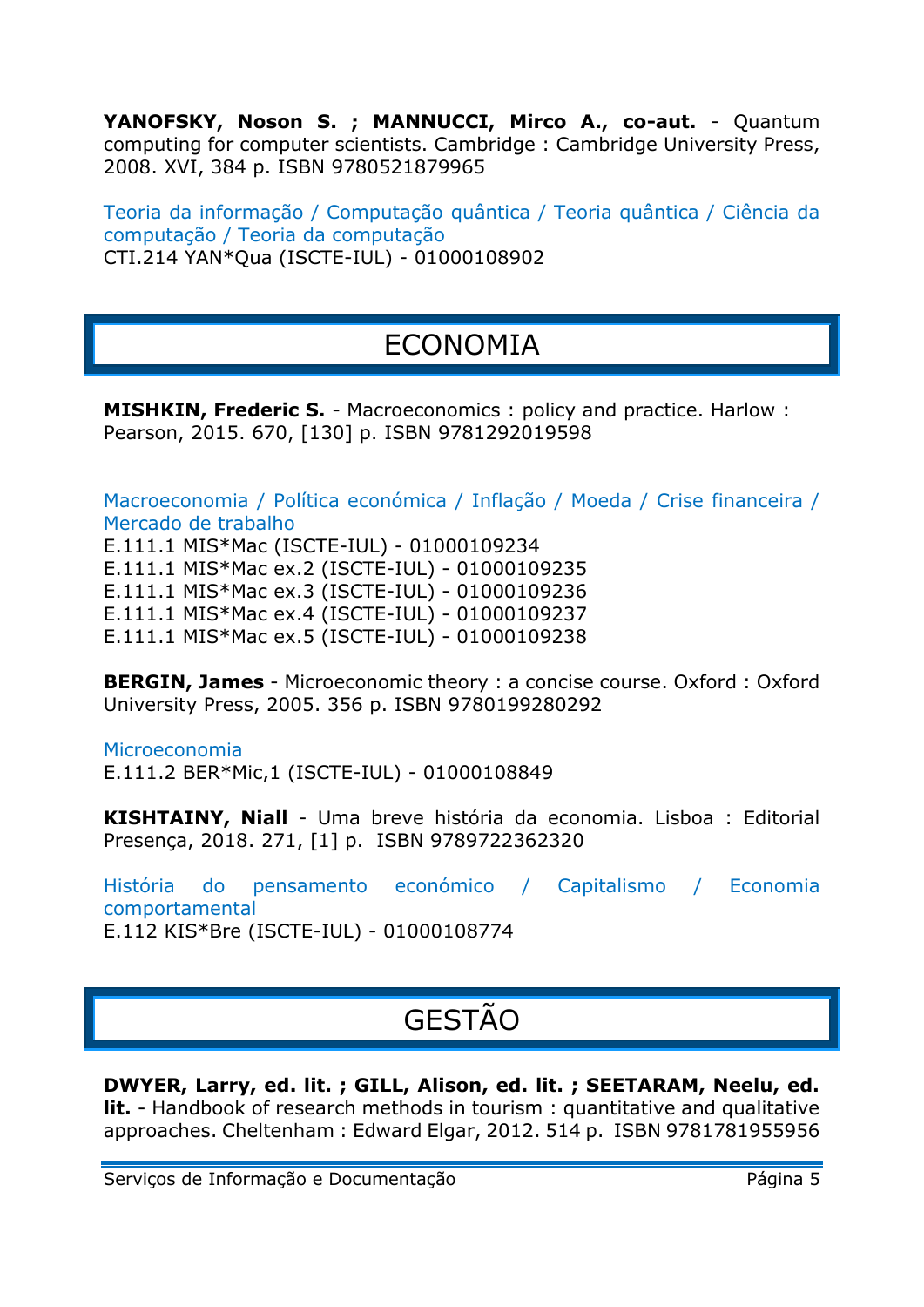**YANOFSKY, Noson S. ; MANNUCCI, Mirco A., co-aut.** - Quantum computing for computer scientists. Cambridge : Cambridge University Press, 2008. XVI, 384 p. ISBN 9780521879965

Teoria da informação / Computação quântica / Teoria quântica / Ciência da computação / Teoria da computação
CTI.214 YAN*Qua (ISCTE-IUL) - 01000108902

# ECONOMIA

**MISHKIN, Frederic S.** - Macroeconomics : policy and practice. Harlow : Pearson, 2015. 670, [130] p. ISBN 9781292019598

Macroeconomia / Política económica / Inflação / Moeda / Crise financeira / Mercado de trabalho
E.111.1 MIS*Mac (ISCTE-IUL) - 01000109234
E.111.1 MIS*Mac ex.2 (ISCTE-IUL) - 01000109235
E.111.1 MIS*Mac ex.3 (ISCTE-IUL) - 01000109236
E.111.1 MIS*Mac ex.4 (ISCTE-IUL) - 01000109237
E.111.1 MIS*Mac ex.5 (ISCTE-IUL) - 01000109238

**BERGIN, James** - Microeconomic theory : a concise course. Oxford : Oxford University Press, 2005. 356 p. ISBN 9780199280292

Microeconomia
E.111.2 BER*Mic,1 (ISCTE-IUL) - 01000108849

**KISHTAINY, Niall** - Uma breve história da economia. Lisboa : Editorial Presença, 2018. 271, [1] p. ISBN 9789722362320

História do pensamento económico / Capitalismo / Economia comportamental
E.112 KIS*Bre (ISCTE-IUL) - 01000108774

# GESTÃO

**DWYER, Larry, ed. lit. ; GILL, Alison, ed. lit. ; SEETARAM, Neelu, ed. lit.** - Handbook of research methods in tourism : quantitative and qualitative approaches. Cheltenham : Edward Elgar, 2012. 514 p. ISBN 9781781955956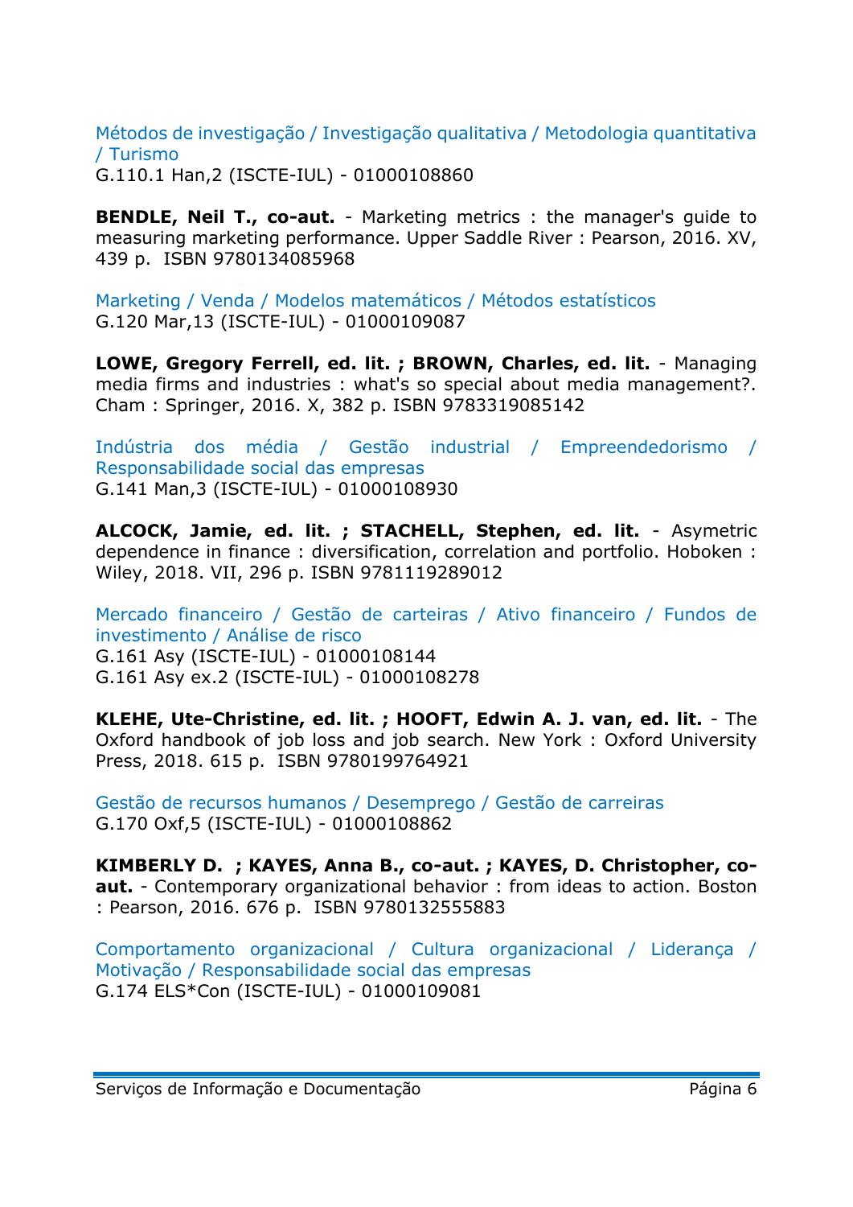Métodos de investigação / Investigação qualitativa / Metodologia quantitativa / Turismo
G.110.1 Han,2 (ISCTE-IUL) - 01000108860

**BENDLE, Neil T., co-aut.** - Marketing metrics : the manager's guide to measuring marketing performance. Upper Saddle River : Pearson, 2016. XV, 439 p. ISBN 9780134085968

Marketing / Venda / Modelos matemáticos / Métodos estatísticos
G.120 Mar,13 (ISCTE-IUL) - 01000109087

**LOWE, Gregory Ferrell, ed. lit. ; BROWN, Charles, ed. lit.** - Managing media firms and industries : what's so special about media management?. Cham : Springer, 2016. X, 382 p. ISBN 9783319085142

Indústria dos média / Gestão industrial / Empreendedorismo / Responsabilidade social das empresas
G.141 Man,3 (ISCTE-IUL) - 01000108930

**ALCOCK, Jamie, ed. lit. ; STACHELL, Stephen, ed. lit.** - Asymetric dependence in finance : diversification, correlation and portfolio. Hoboken : Wiley, 2018. VII, 296 p. ISBN 9781119289012

Mercado financeiro / Gestão de carteiras / Ativo financeiro / Fundos de investimento / Análise de risco
G.161 Asy (ISCTE-IUL) - 01000108144
G.161 Asy ex.2 (ISCTE-IUL) - 01000108278

**KLEHE, Ute-Christine, ed. lit. ; HOOFT, Edwin A. J. van, ed. lit.** - The Oxford handbook of job loss and job search. New York : Oxford University Press, 2018. 615 p. ISBN 9780199764921

Gestão de recursos humanos / Desemprego / Gestão de carreiras
G.170 Oxf,5 (ISCTE-IUL) - 01000108862

**KIMBERLY D. ; KAYES, Anna B., co-aut. ; KAYES, D. Christopher, co-aut.** - Contemporary organizational behavior : from ideas to action. Boston : Pearson, 2016. 676 p. ISBN 9780132555883

Comportamento organizacional / Cultura organizacional / Liderança / Motivação / Responsabilidade social das empresas
G.174 ELS*Con (ISCTE-IUL) - 01000109081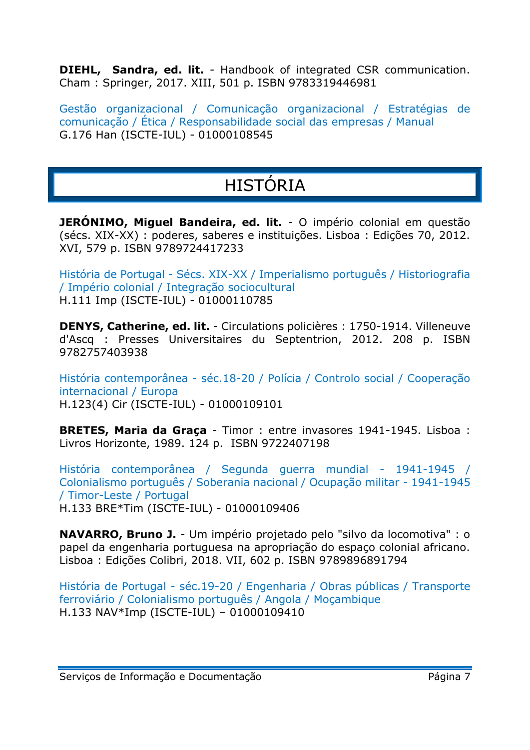**DIEHL, Sandra, ed. lit.** - Handbook of integrated CSR communication. Cham : Springer, 2017. XIII, 501 p. ISBN 9783319446981

Gestão organizacional / Comunicação organizacional / Estratégias de comunicação / Ética / Responsabilidade social das empresas / Manual
G.176 Han (ISCTE-IUL) - 01000108545

# HISTÓRIA

**JERÓNIMO, Miguel Bandeira, ed. lit.** - O império colonial em questão (sécs. XIX-XX) : poderes, saberes e instituições. Lisboa : Edições 70, 2012. XVI, 579 p. ISBN 9789724417233

História de Portugal - Sécs. XIX-XX / Imperialismo português / Historiografia / Império colonial / Integração sociocultural
H.111 Imp (ISCTE-IUL) - 01000110785

**DENYS, Catherine, ed. lit.** - Circulations policières : 1750-1914. Villeneuve d'Ascq : Presses Universitaires du Septentrion, 2012. 208 p. ISBN 9782757403938

História contemporânea - séc.18-20 / Polícia / Controlo social / Cooperação internacional / Europa
H.123(4) Cir (ISCTE-IUL) - 01000109101

**BRETES, Maria da Graça** - Timor : entre invasores 1941-1945. Lisboa : Livros Horizonte, 1989. 124 p. ISBN 9722407198

História contemporânea / Segunda guerra mundial - 1941-1945 / Colonialismo português / Soberania nacional / Ocupação militar - 1941-1945 / Timor-Leste / Portugal
H.133 BRE*Tim (ISCTE-IUL) - 01000109406

**NAVARRO, Bruno J.** - Um império projetado pelo "silvo da locomotiva" : o papel da engenharia portuguesa na apropriação do espaço colonial africano. Lisboa : Edições Colibri, 2018. VII, 602 p. ISBN 9789896891794

História de Portugal - séc.19-20 / Engenharia / Obras públicas / Transporte ferroviário / Colonialismo português / Angola / Moçambique
H.133 NAV*Imp (ISCTE-IUL) – 01000109410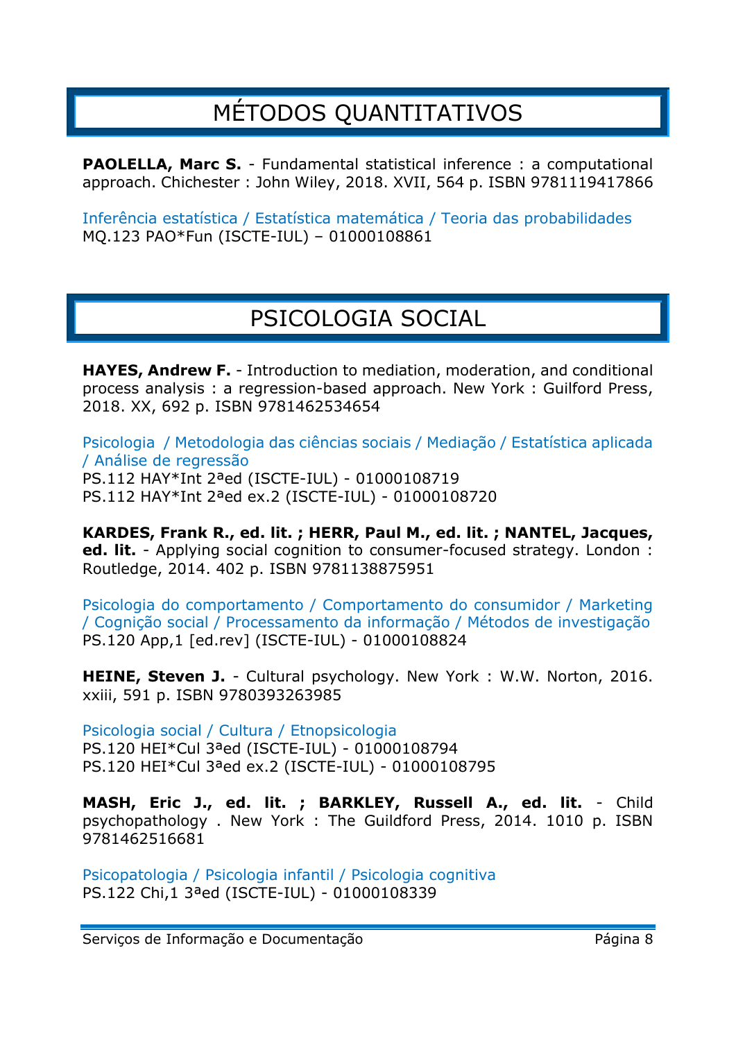# MÉTODOS QUANTITATIVOS

**PAOLELLA, Marc S.** - Fundamental statistical inference : a computational approach. Chichester : John Wiley, 2018. XVII, 564 p. ISBN 9781119417866

Inferência estatística / Estatística matemática / Teoria das probabilidades
MQ.123 PAO*Fun (ISCTE-IUL) – 01000108861

# PSICOLOGIA SOCIAL

**HAYES, Andrew F.** - Introduction to mediation, moderation, and conditional process analysis : a regression-based approach. New York : Guilford Press, 2018. XX, 692 p. ISBN 9781462534654

Psicologia / Metodologia das ciências sociais / Mediação / Estatística aplicada / Análise de regressão
PS.112 HAY*Int 2ªed (ISCTE-IUL) - 01000108719
PS.112 HAY*Int 2ªed ex.2 (ISCTE-IUL) - 01000108720

**KARDES, Frank R., ed. lit. ; HERR, Paul M., ed. lit. ; NANTEL, Jacques, ed. lit.** - Applying social cognition to consumer-focused strategy. London : Routledge, 2014. 402 p. ISBN 9781138875951

Psicologia do comportamento / Comportamento do consumidor / Marketing / Cognição social / Processamento da informação / Métodos de investigação
PS.120 App,1 [ed.rev] (ISCTE-IUL) - 01000108824

**HEINE, Steven J.** - Cultural psychology. New York : W.W. Norton, 2016. xxiii, 591 p. ISBN 9780393263985

Psicologia social / Cultura / Etnopsicologia
PS.120 HEI*Cul 3ªed (ISCTE-IUL) - 01000108794
PS.120 HEI*Cul 3ªed ex.2 (ISCTE-IUL) - 01000108795

**MASH, Eric J., ed. lit. ; BARKLEY, Russell A., ed. lit.** - Child psychopathology . New York : The Guildford Press, 2014. 1010 p. ISBN 9781462516681

Psicopatologia / Psicologia infantil / Psicologia cognitiva
PS.122 Chi,1 3ªed (ISCTE-IUL) - 01000108339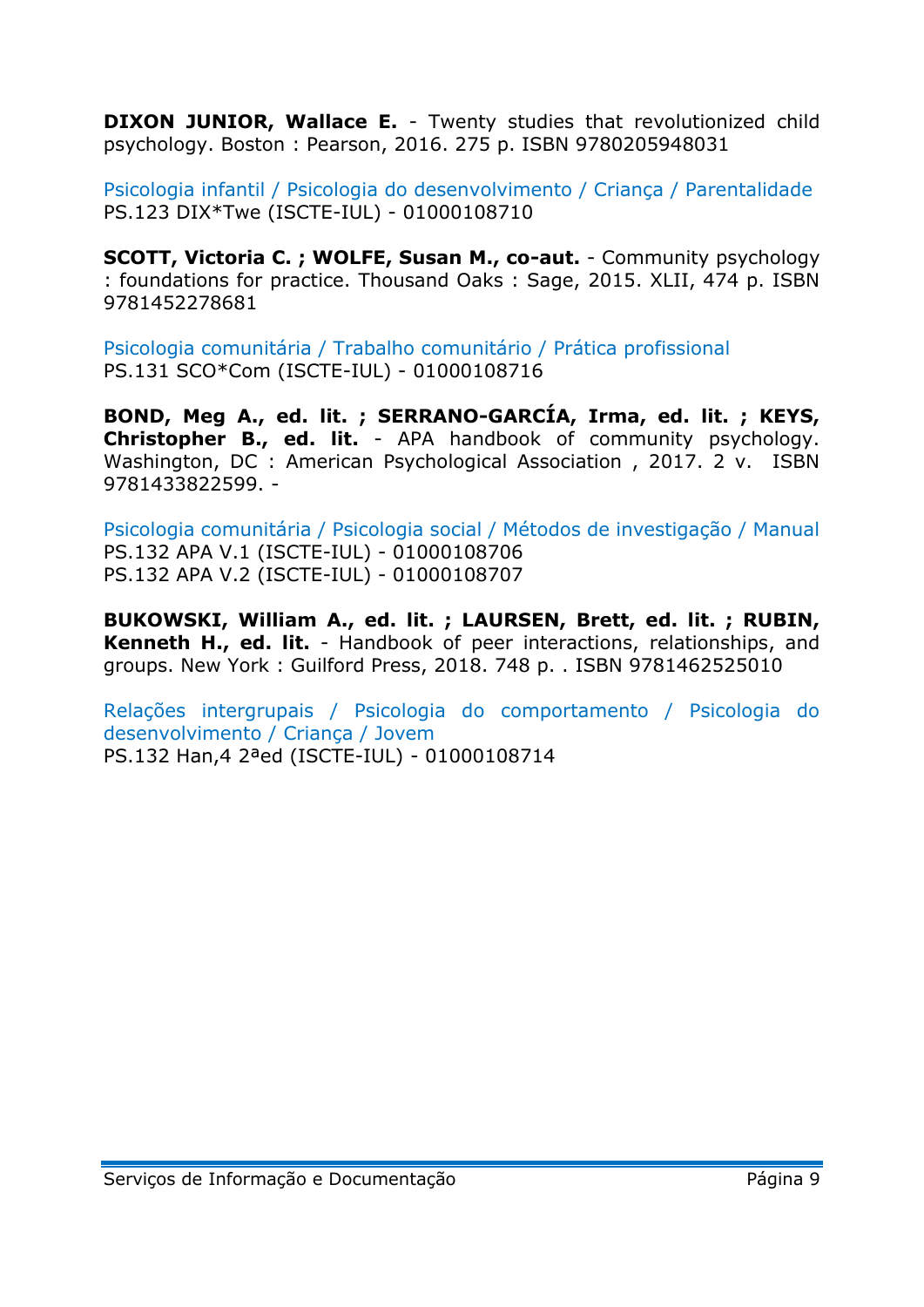**DIXON JUNIOR, Wallace E.** - Twenty studies that revolutionized child psychology. Boston : Pearson, 2016. 275 p. ISBN 9780205948031

Psicologia infantil / Psicologia do desenvolvimento / Criança / Parentalidade
PS.123 DIX*Twe (ISCTE-IUL) - 01000108710

**SCOTT, Victoria C. ; WOLFE, Susan M., co-aut.** - Community psychology : foundations for practice. Thousand Oaks : Sage, 2015. XLII, 474 p. ISBN 9781452278681

Psicologia comunitária / Trabalho comunitário / Prática profissional
PS.131 SCO*Com (ISCTE-IUL) - 01000108716

**BOND, Meg A., ed. lit. ; SERRANO-GARCÍA, Irma, ed. lit. ; KEYS, Christopher B., ed. lit.** - APA handbook of community psychology. Washington, DC : American Psychological Association , 2017. 2 v. ISBN 9781433822599. -

Psicologia comunitária / Psicologia social / Métodos de investigação / Manual
PS.132 APA V.1 (ISCTE-IUL) - 01000108706
PS.132 APA V.2 (ISCTE-IUL) - 01000108707

**BUKOWSKI, William A., ed. lit. ; LAURSEN, Brett, ed. lit. ; RUBIN, Kenneth H., ed. lit.** - Handbook of peer interactions, relationships, and groups. New York : Guilford Press, 2018. 748 p. . ISBN 9781462525010

Relações intergrupais / Psicologia do comportamento / Psicologia do desenvolvimento / Criança / Jovem
PS.132 Han,4 2ªed (ISCTE-IUL) - 01000108714